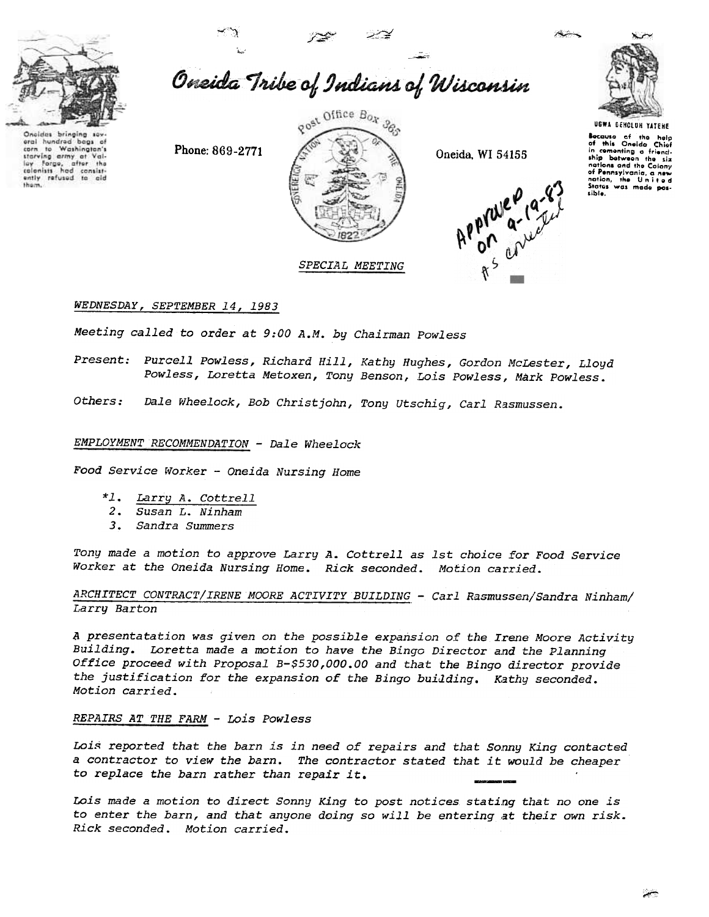# Oneida Tribe of Indians of Wisconsin

Oneidas bringing several hundred bags of corn to Washington's starving army at Valley Forge, after the colonists had consistently refused to aid them.

Phone: 869-2771

Post Office Box 365

Oneida, WI 54155

UGWA DEMOLUH YATEHE

Because of the help of this Oneida Chief in cementing a friendship between the six nations and the Colony of Pennsylvania, a new nation, the United States was made possible.

Approved on 9-19-83 As corrected

*SPECIAL MEETING*

*WEDNESDAY, SEPTEMBER 14, 1983*

*Meeting called to order at 9:00 A.M. by Chairman Powless*

*Present: Purcell Powless, Richard Hill, Kathy Hughes, Gordon McLester, Lloyd Powless, Loretta Metoxen, Tony Benson, Lois Powless, Mark Powless.*

*Others: Dale Wheelock, Bob Christjohn, Tony Utschig, Carl Rasmussen.*

*EMPLOYMENT RECOMMENDATION - Dale Wheelock*

*Food Service Worker - Oneida Nursing Home*

*1. *Larry A. Cottrell*
2. *Susan L. Ninham*
3. *Sandra Summers*

*Tony made a motion to approve Larry A. Cottrell as 1st choice for Food Service Worker at the Oneida Nursing Home. Rick seconded. Motion carried.*

*ARCHITECT CONTRACT/IRENE MOORE ACTIVITY BUILDING - Carl Rasmussen/Sandra Ninham/ Larry Barton*

*A presentatation was given on the possible expansion of the Irene Moore Activity Building. Loretta made a motion to have the Bingo Director and the Planning Office proceed with Proposal B-$530,000.00 and that the Bingo director provide the justification for the expansion of the Bingo building. Kathy seconded. Motion carried.*

*REPAIRS AT THE FARM - Lois Powless*

*Lois reported that the barn is in need of repairs and that Sonny King contacted a contractor to view the barn. The contractor stated that it would be cheaper to replace the barn rather than repair it.*

*Lois made a motion to direct Sonny King to post notices stating that no one is to enter the barn, and that anyone doing so will be entering at their own risk. Rick seconded. Motion carried.*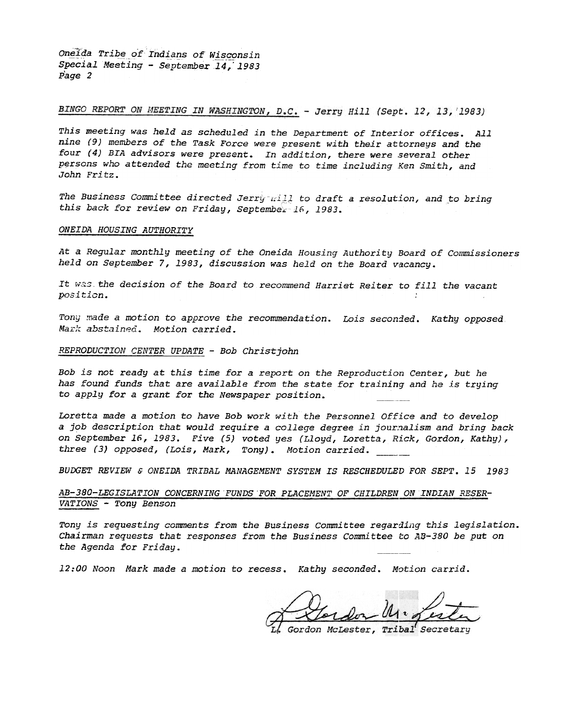Oneida Tribe of Indians of Wisconsin
Special Meeting - September 14, 1983
Page 2

*BINGO REPORT ON MEETING IN WASHINGTON, D.C. - Jerry Hill (Sept. 12, 13, 1983)*

*This meeting was held as scheduled in the Department of Interior offices. All nine (9) members of the Task Force were present with their attorneys and the four (4) BIA advisors were present. In addition, there were several other persons who attended the meeting from time to time including Ken Smith, and John Fritz.*

*The Business Committee directed Jerry Hill to draft a resolution, and to bring this back for review on Friday, September 16, 1983.*

*ONEIDA HOUSING AUTHORITY*

*At a Regular monthly meeting of the Oneida Housing Authority Board of Commissioners held on September 7, 1983, discussion was held on the Board vacancy.*

*It was the decision of the Board to recommend Harriet Reiter to fill the vacant position.*

*Tony made a motion to approve the recommendation. Lois seconded. Kathy opposed. Mark abstained. Motion carried.*

*REPRODUCTION CENTER UPDATE - Bob Christjohn*

*Bob is not ready at this time for a report on the Reproduction Center, but he has found funds that are available from the state for training and he is trying to apply for a grant for the Newspaper position.*

*Loretta made a motion to have Bob work with the Personnel Office and to develop a job description that would require a college degree in journalism and bring back on September 16, 1983. Five (5) voted yes (Lloyd, Loretta, Rick, Gordon, Kathy), three (3) opposed, (Lois, Mark, Tony). Motion carried.*

*BUDGET REVIEW & ONEIDA TRIBAL MANAGEMENT SYSTEM IS RESCHEDULED FOR SEPT. 15 1983*

*AB-380-LEGISLATION CONCERNING FUNDS FOR PLACEMENT OF CHILDREN ON INDIAN RESERVATIONS - Tony Benson*

*Tony is requesting comments from the Business Committee regarding this legislation. Chairman requests that responses from the Business Committee to AB-380 be put on the Agenda for Friday.*

*12:00 Noon Mark made a motion to recess. Kathy seconded. Motion carrid.*

*L. Gordon McLester, Tribal Secretary*